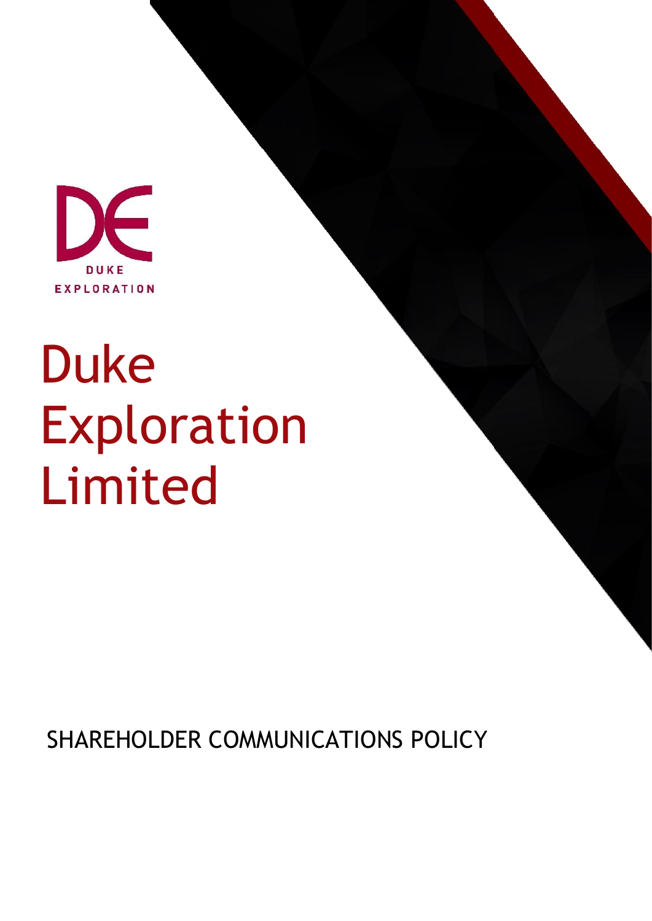DUKE
EXPLORATION

# Duke Exploration Limited

SHAREHOLDER COMMUNICATIONS POLICY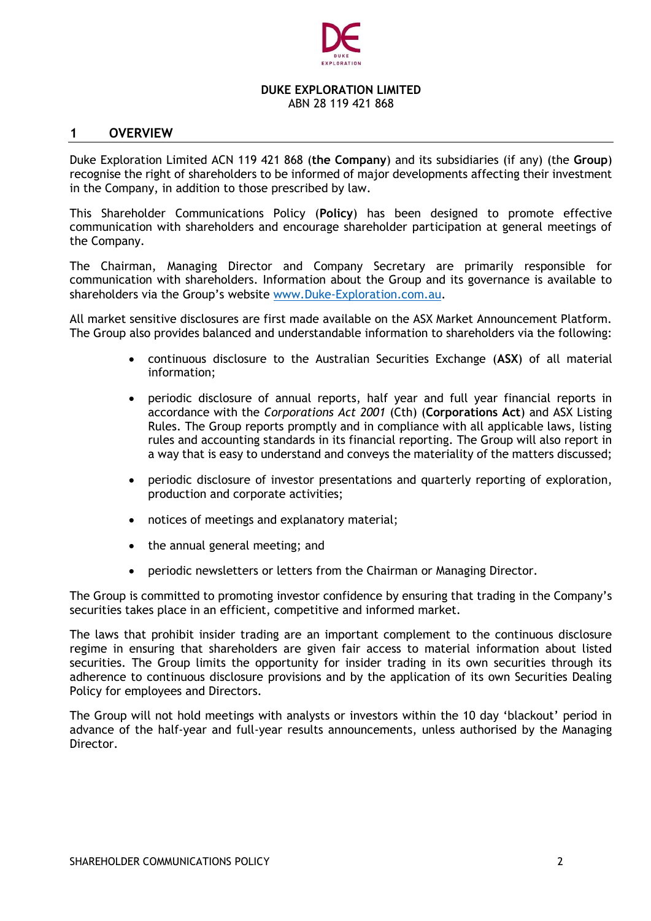**DUKE EXPLORATION LIMITED**
ABN 28 119 421 868

# 1 OVERVIEW

Duke Exploration Limited ACN 119 421 868 (**the Company**) and its subsidiaries (if any) (the **Group**) recognise the right of shareholders to be informed of major developments affecting their investment in the Company, in addition to those prescribed by law.

This Shareholder Communications Policy (**Policy**) has been designed to promote effective communication with shareholders and encourage shareholder participation at general meetings of the Company.

The Chairman, Managing Director and Company Secretary are primarily responsible for communication with shareholders. Information about the Group and its governance is available to shareholders via the Group's website [www.Duke-Exploration.com.au](http://www.Duke-Exploration.com.au).

All market sensitive disclosures are first made available on the ASX Market Announcement Platform. The Group also provides balanced and understandable information to shareholders via the following:

- continuous disclosure to the Australian Securities Exchange (**ASX**) of all material information;
- periodic disclosure of annual reports, half year and full year financial reports in accordance with the *Corporations Act 2001* (Cth) (**Corporations Act**) and ASX Listing Rules. The Group reports promptly and in compliance with all applicable laws, listing rules and accounting standards in its financial reporting. The Group will also report in a way that is easy to understand and conveys the materiality of the matters discussed;
- periodic disclosure of investor presentations and quarterly reporting of exploration, production and corporate activities;
- notices of meetings and explanatory material;
- the annual general meeting; and
- periodic newsletters or letters from the Chairman or Managing Director.

The Group is committed to promoting investor confidence by ensuring that trading in the Company's securities takes place in an efficient, competitive and informed market.

The laws that prohibit insider trading are an important complement to the continuous disclosure regime in ensuring that shareholders are given fair access to material information about listed securities. The Group limits the opportunity for insider trading in its own securities through its adherence to continuous disclosure provisions and by the application of its own Securities Dealing Policy for employees and Directors.

The Group will not hold meetings with analysts or investors within the 10 day 'blackout' period in advance of the half-year and full-year results announcements, unless authorised by the Managing Director.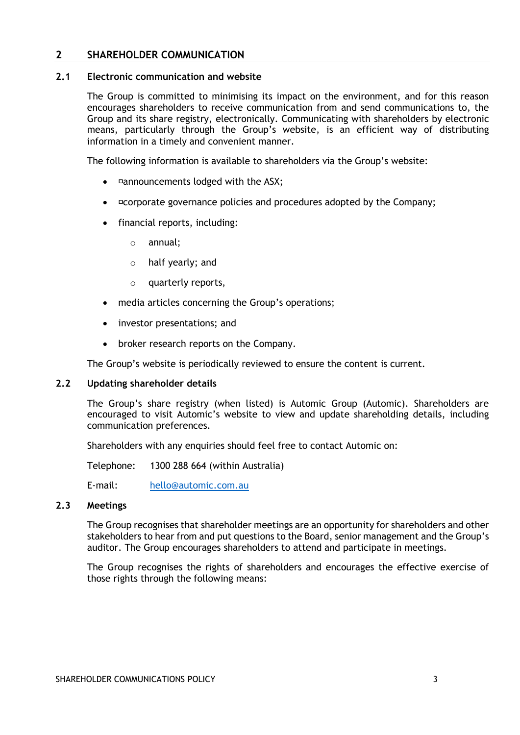## 2 SHAREHOLDER COMMUNICATION

### 2.1 Electronic communication and website

The Group is committed to minimising its impact on the environment, and for this reason encourages shareholders to receive communication from and send communications to, the Group and its share registry, electronically. Communicating with shareholders by electronic means, particularly through the Group's website, is an efficient way of distributing information in a timely and convenient manner.

The following information is available to shareholders via the Group's website:

- announcements lodged with the ASX;
- corporate governance policies and procedures adopted by the Company;
- financial reports, including:
  - annual;
  - half yearly; and
  - quarterly reports,
- media articles concerning the Group's operations;
- investor presentations; and
- broker research reports on the Company.

The Group's website is periodically reviewed to ensure the content is current.

### 2.2 Updating shareholder details

The Group's share registry (when listed) is Automic Group (Automic). Shareholders are encouraged to visit Automic's website to view and update shareholding details, including communication preferences.

Shareholders with any enquiries should feel free to contact Automic on:

Telephone: 1300 288 664 (within Australia)

E-mail: hello@automic.com.au

### 2.3 Meetings

The Group recognises that shareholder meetings are an opportunity for shareholders and other stakeholders to hear from and put questions to the Board, senior management and the Group's auditor. The Group encourages shareholders to attend and participate in meetings.

The Group recognises the rights of shareholders and encourages the effective exercise of those rights through the following means: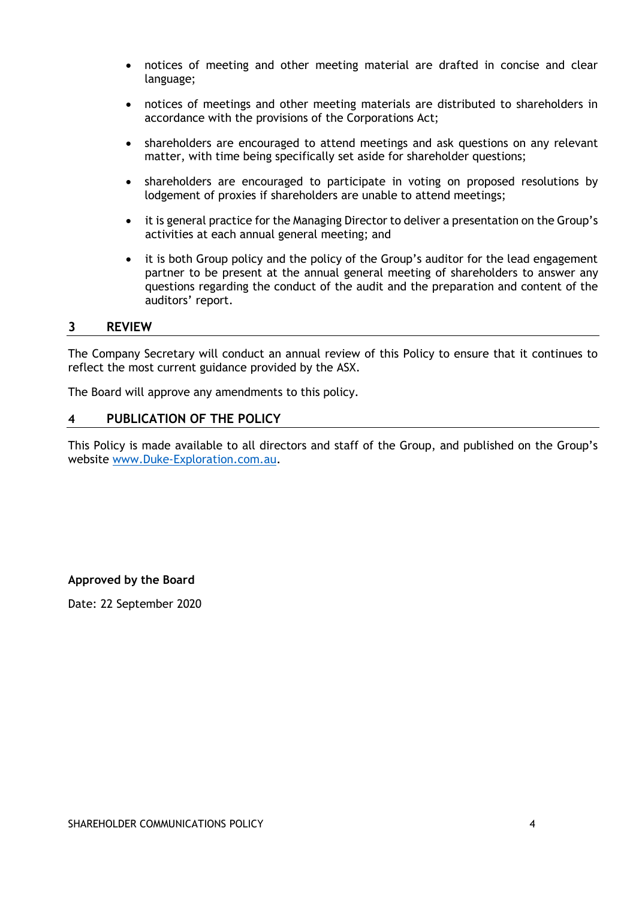- notices of meeting and other meeting material are drafted in concise and clear language;
- notices of meetings and other meeting materials are distributed to shareholders in accordance with the provisions of the Corporations Act;
- shareholders are encouraged to attend meetings and ask questions on any relevant matter, with time being specifically set aside for shareholder questions;
- shareholders are encouraged to participate in voting on proposed resolutions by lodgement of proxies if shareholders are unable to attend meetings;
- it is general practice for the Managing Director to deliver a presentation on the Group's activities at each annual general meeting; and
- it is both Group policy and the policy of the Group's auditor for the lead engagement partner to be present at the annual general meeting of shareholders to answer any questions regarding the conduct of the audit and the preparation and content of the auditors' report.

## 3 REVIEW

The Company Secretary will conduct an annual review of this Policy to ensure that it continues to reflect the most current guidance provided by the ASX.

The Board will approve any amendments to this policy.

## 4 PUBLICATION OF THE POLICY

This Policy is made available to all directors and staff of the Group, and published on the Group's website www.Duke-Exploration.com.au.

**Approved by the Board**

Date: 22 September 2020